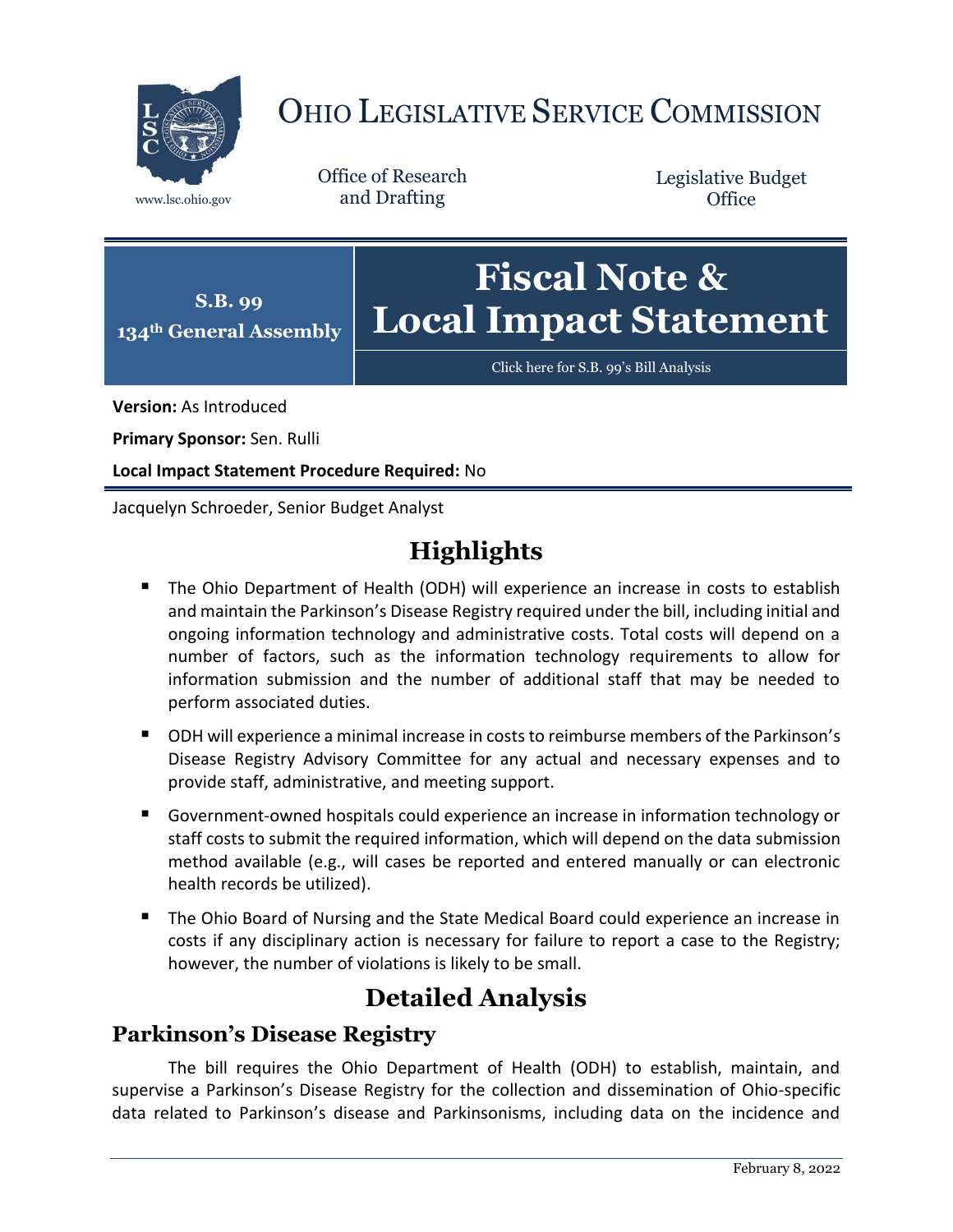# OHIO LEGISLATIVE SERVICE COMMISSION

www.lsc.ohio.gov

Office of Research and Drafting

Legislative Budget Office

**S.B. 99**
**134th General Assembly**

# Fiscal Note & Local Impact Statement

Click here for S.B. 99's Bill Analysis

**Version:** As Introduced

**Primary Sponsor:** Sen. Rulli

**Local Impact Statement Procedure Required:** No

Jacquelyn Schroeder, Senior Budget Analyst

## Highlights

- The Ohio Department of Health (ODH) will experience an increase in costs to establish and maintain the Parkinson's Disease Registry required under the bill, including initial and ongoing information technology and administrative costs. Total costs will depend on a number of factors, such as the information technology requirements to allow for information submission and the number of additional staff that may be needed to perform associated duties.
- ODH will experience a minimal increase in costs to reimburse members of the Parkinson's Disease Registry Advisory Committee for any actual and necessary expenses and to provide staff, administrative, and meeting support.
- Government-owned hospitals could experience an increase in information technology or staff costs to submit the required information, which will depend on the data submission method available (e.g., will cases be reported and entered manually or can electronic health records be utilized).
- The Ohio Board of Nursing and the State Medical Board could experience an increase in costs if any disciplinary action is necessary for failure to report a case to the Registry; however, the number of violations is likely to be small.

## Detailed Analysis

### Parkinson's Disease Registry

The bill requires the Ohio Department of Health (ODH) to establish, maintain, and supervise a Parkinson's Disease Registry for the collection and dissemination of Ohio-specific data related to Parkinson's disease and Parkinsonisms, including data on the incidence and

February 8, 2022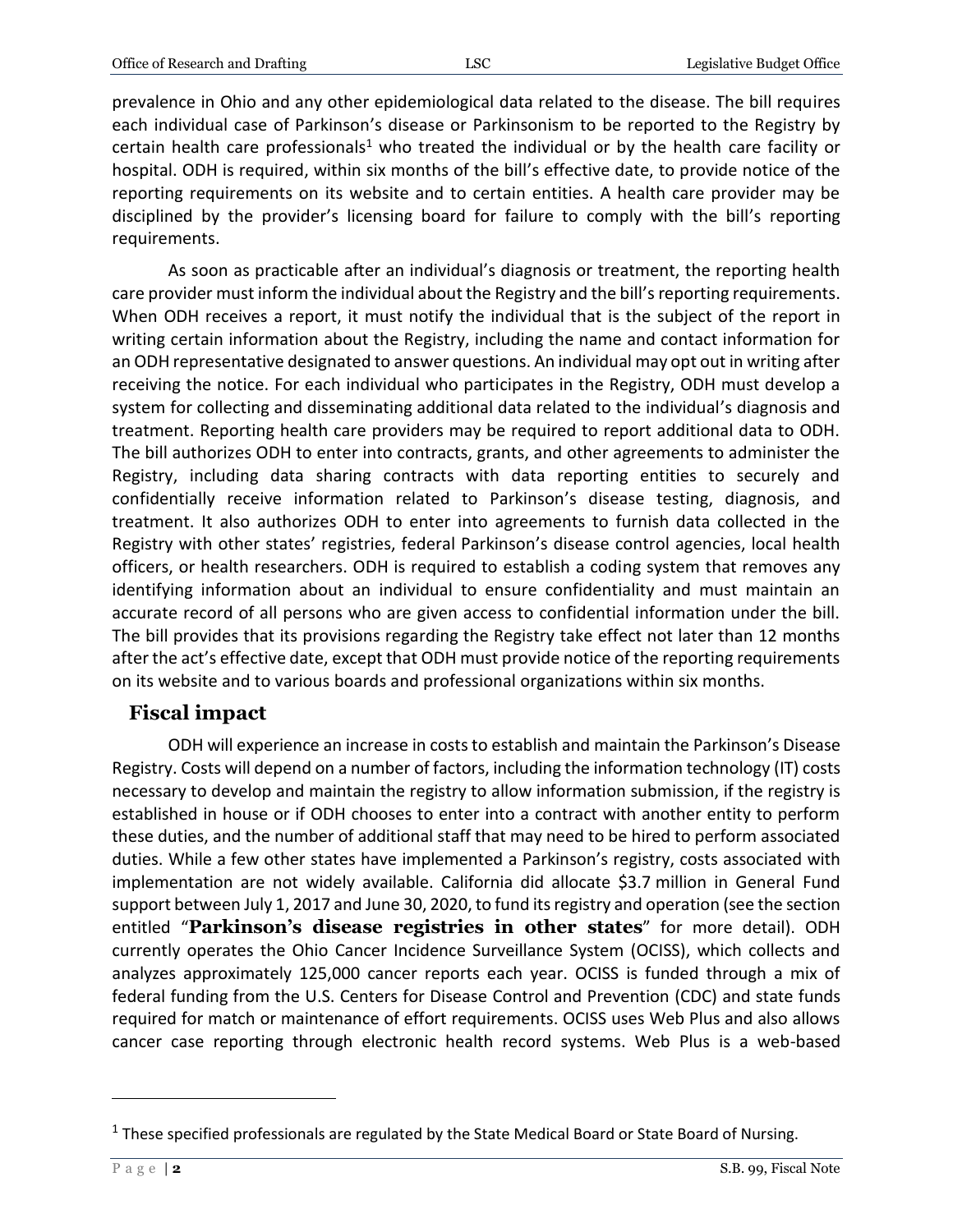prevalence in Ohio and any other epidemiological data related to the disease. The bill requires each individual case of Parkinson's disease or Parkinsonism to be reported to the Registry by certain health care professionals[1] who treated the individual or by the health care facility or hospital. ODH is required, within six months of the bill's effective date, to provide notice of the reporting requirements on its website and to certain entities. A health care provider may be disciplined by the provider's licensing board for failure to comply with the bill's reporting requirements.

As soon as practicable after an individual's diagnosis or treatment, the reporting health care provider must inform the individual about the Registry and the bill's reporting requirements. When ODH receives a report, it must notify the individual that is the subject of the report in writing certain information about the Registry, including the name and contact information for an ODH representative designated to answer questions. An individual may opt out in writing after receiving the notice. For each individual who participates in the Registry, ODH must develop a system for collecting and disseminating additional data related to the individual's diagnosis and treatment. Reporting health care providers may be required to report additional data to ODH. The bill authorizes ODH to enter into contracts, grants, and other agreements to administer the Registry, including data sharing contracts with data reporting entities to securely and confidentially receive information related to Parkinson's disease testing, diagnosis, and treatment. It also authorizes ODH to enter into agreements to furnish data collected in the Registry with other states' registries, federal Parkinson's disease control agencies, local health officers, or health researchers. ODH is required to establish a coding system that removes any identifying information about an individual to ensure confidentiality and must maintain an accurate record of all persons who are given access to confidential information under the bill. The bill provides that its provisions regarding the Registry take effect not later than 12 months after the act's effective date, except that ODH must provide notice of the reporting requirements on its website and to various boards and professional organizations within six months.

## Fiscal impact

ODH will experience an increase in costs to establish and maintain the Parkinson's Disease Registry. Costs will depend on a number of factors, including the information technology (IT) costs necessary to develop and maintain the registry to allow information submission, if the registry is established in house or if ODH chooses to enter into a contract with another entity to perform these duties, and the number of additional staff that may need to be hired to perform associated duties. While a few other states have implemented a Parkinson's registry, costs associated with implementation are not widely available. California did allocate \$3.7 million in General Fund support between July 1, 2017 and June 30, 2020, to fund its registry and operation (see the section entitled "**Parkinson's disease registries in other states**" for more detail). ODH currently operates the Ohio Cancer Incidence Surveillance System (OCISS), which collects and analyzes approximately 125,000 cancer reports each year. OCISS is funded through a mix of federal funding from the U.S. Centers for Disease Control and Prevention (CDC) and state funds required for match or maintenance of effort requirements. OCISS uses Web Plus and also allows cancer case reporting through electronic health record systems. Web Plus is a web-based

[1] These specified professionals are regulated by the State Medical Board or State Board of Nursing.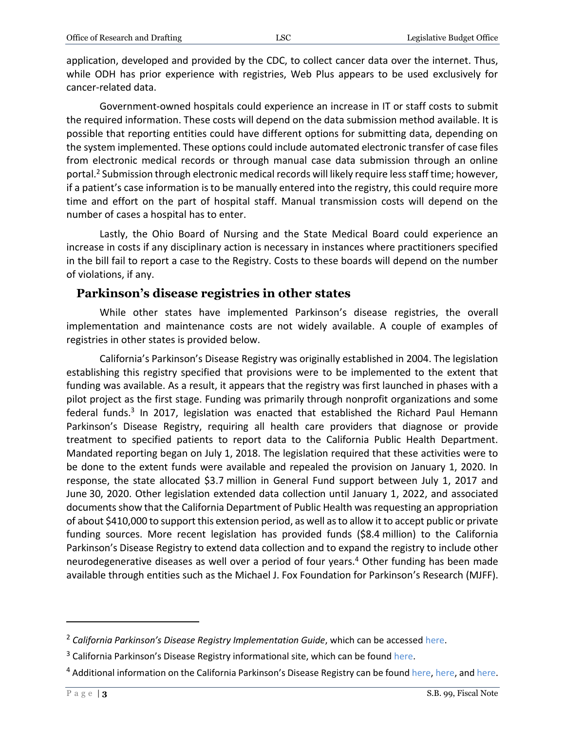application, developed and provided by the CDC, to collect cancer data over the internet. Thus, while ODH has prior experience with registries, Web Plus appears to be used exclusively for cancer-related data.

Government-owned hospitals could experience an increase in IT or staff costs to submit the required information. These costs will depend on the data submission method available. It is possible that reporting entities could have different options for submitting data, depending on the system implemented. These options could include automated electronic transfer of case files from electronic medical records or through manual case data submission through an online portal.[2] Submission through electronic medical records will likely require less staff time; however, if a patient's case information is to be manually entered into the registry, this could require more time and effort on the part of hospital staff. Manual transmission costs will depend on the number of cases a hospital has to enter.

Lastly, the Ohio Board of Nursing and the State Medical Board could experience an increase in costs if any disciplinary action is necessary in instances where practitioners specified in the bill fail to report a case to the Registry. Costs to these boards will depend on the number of violations, if any.

## Parkinson's disease registries in other states

While other states have implemented Parkinson's disease registries, the overall implementation and maintenance costs are not widely available. A couple of examples of registries in other states is provided below.

California's Parkinson's Disease Registry was originally established in 2004. The legislation establishing this registry specified that provisions were to be implemented to the extent that funding was available. As a result, it appears that the registry was first launched in phases with a pilot project as the first stage. Funding was primarily through nonprofit organizations and some federal funds.[3] In 2017, legislation was enacted that established the Richard Paul Hemann Parkinson's Disease Registry, requiring all health care providers that diagnose or provide treatment to specified patients to report data to the California Public Health Department. Mandated reporting began on July 1, 2018. The legislation required that these activities were to be done to the extent funds were available and repealed the provision on January 1, 2020. In response, the state allocated $3.7 million in General Fund support between July 1, 2017 and June 30, 2020. Other legislation extended data collection until January 1, 2022, and associated documents show that the California Department of Public Health was requesting an appropriation of about $410,000 to support this extension period, as well as to allow it to accept public or private funding sources. More recent legislation has provided funds ($8.4 million) to the California Parkinson's Disease Registry to extend data collection and to expand the registry to include other neurodegenerative diseases as well over a period of four years.[4] Other funding has been made available through entities such as the Michael J. Fox Foundation for Parkinson's Research (MJFF).

---

[2] *California Parkinson's Disease Registry Implementation Guide*, which can be accessed here.

[3] California Parkinson's Disease Registry informational site, which can be found here.

[4] Additional information on the California Parkinson's Disease Registry can be found here, here, and here.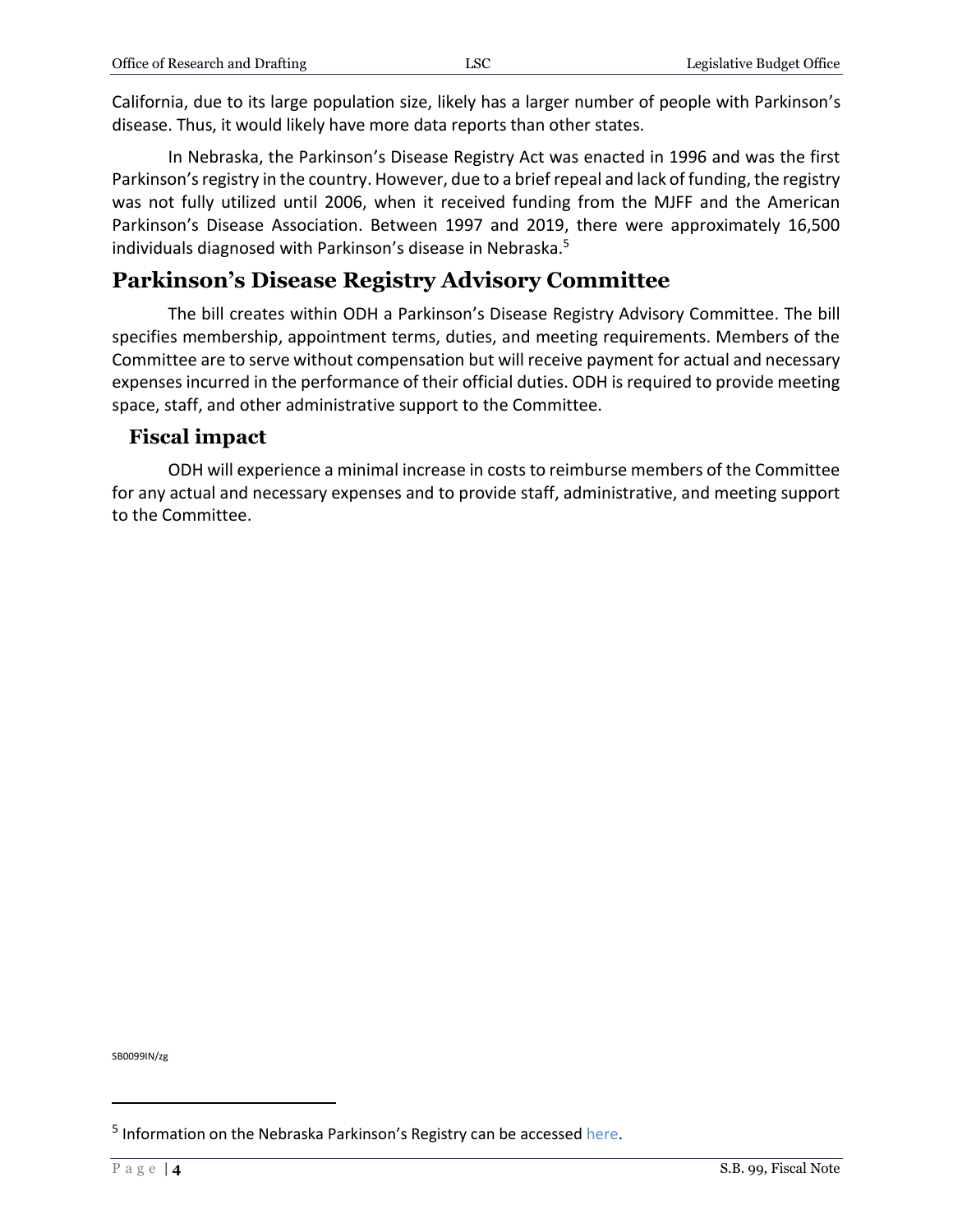California, due to its large population size, likely has a larger number of people with Parkinson's disease. Thus, it would likely have more data reports than other states.

In Nebraska, the Parkinson's Disease Registry Act was enacted in 1996 and was the first Parkinson's registry in the country. However, due to a brief repeal and lack of funding, the registry was not fully utilized until 2006, when it received funding from the MJFF and the American Parkinson's Disease Association. Between 1997 and 2019, there were approximately 16,500 individuals diagnosed with Parkinson's disease in Nebraska.[5]

## Parkinson's Disease Registry Advisory Committee

The bill creates within ODH a Parkinson's Disease Registry Advisory Committee. The bill specifies membership, appointment terms, duties, and meeting requirements. Members of the Committee are to serve without compensation but will receive payment for actual and necessary expenses incurred in the performance of their official duties. ODH is required to provide meeting space, staff, and other administrative support to the Committee.

### Fiscal impact

ODH will experience a minimal increase in costs to reimburse members of the Committee for any actual and necessary expenses and to provide staff, administrative, and meeting support to the Committee.

SB0099IN/zg

[5] Information on the Nebraska Parkinson's Registry can be accessed here.